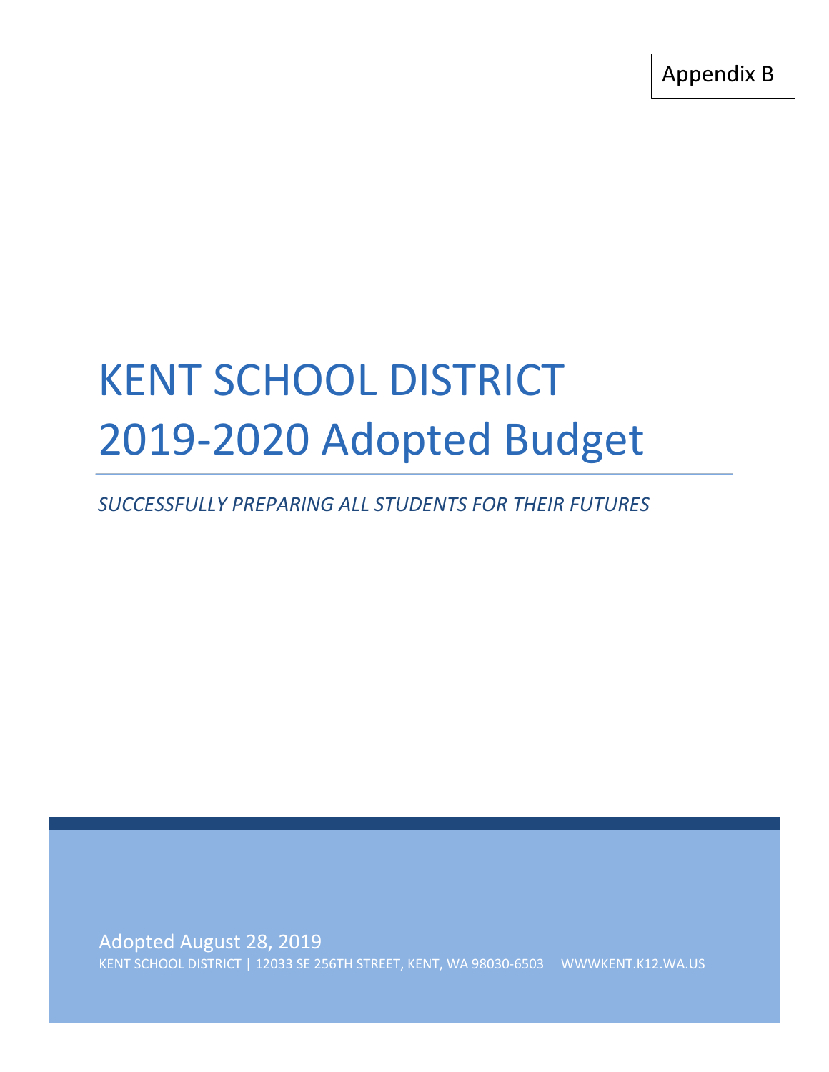Appendix B

# KENT SCHOOL DISTRICT
# 2019-2020 Adopted Budget

*SUCCESSFULLY PREPARING ALL STUDENTS FOR THEIR FUTURES*

Adopted August 28, 2019

KENT SCHOOL DISTRICT | 12033 SE 256TH STREET, KENT, WA 98030-6503 WWWKENT.K12.WA.US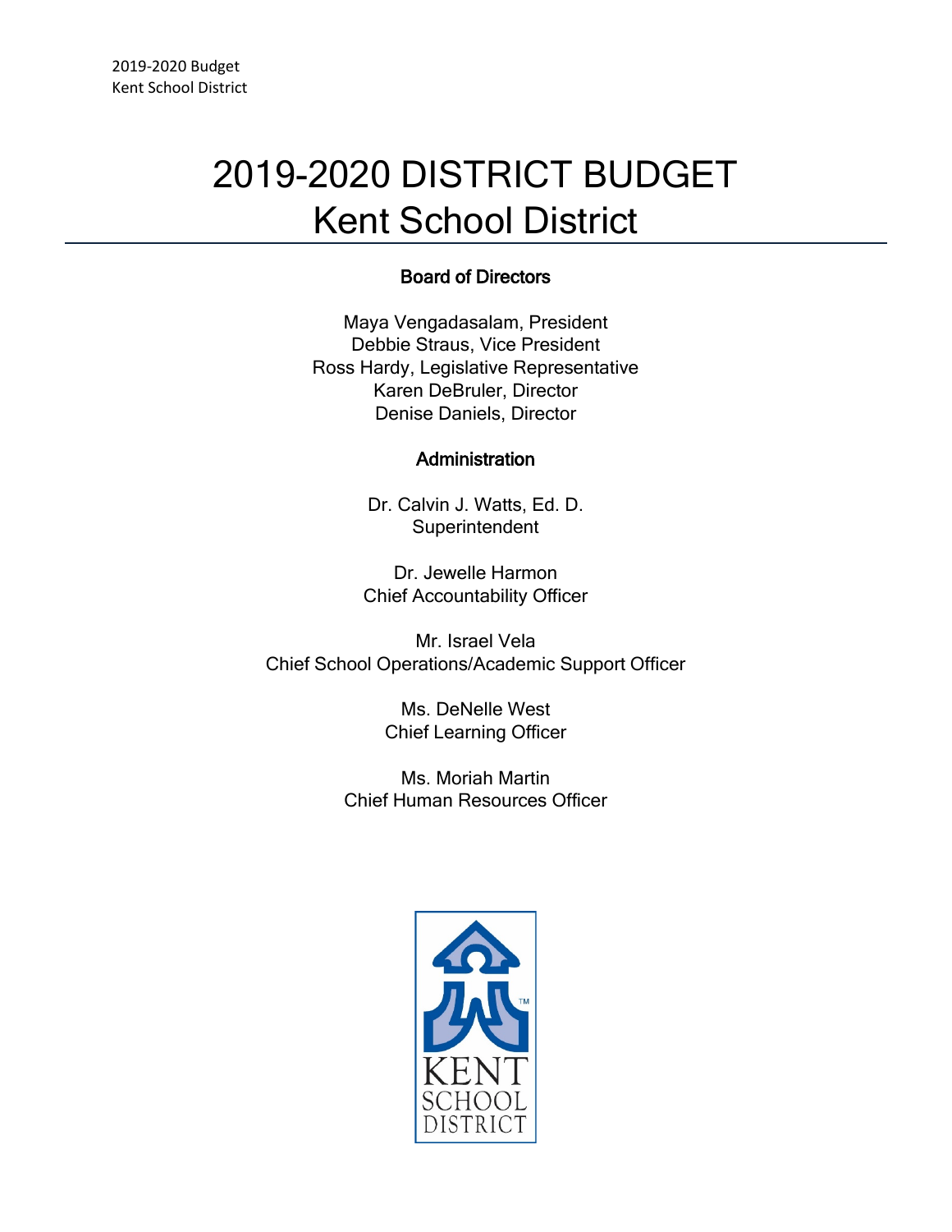# 2019-2020 DISTRICT BUDGET
# Kent School District

**Board of Directors**

Maya Vengadasalam, President
Debbie Straus, Vice President
Ross Hardy, Legislative Representative
Karen DeBruler, Director
Denise Daniels, Director

**Administration**

Dr. Calvin J. Watts, Ed. D.
Superintendent

Dr. Jewelle Harmon
Chief Accountability Officer

Mr. Israel Vela
Chief School Operations/Academic Support Officer

Ms. DeNelle West
Chief Learning Officer

Ms. Moriah Martin
Chief Human Resources Officer

KENT SCHOOL DISTRICT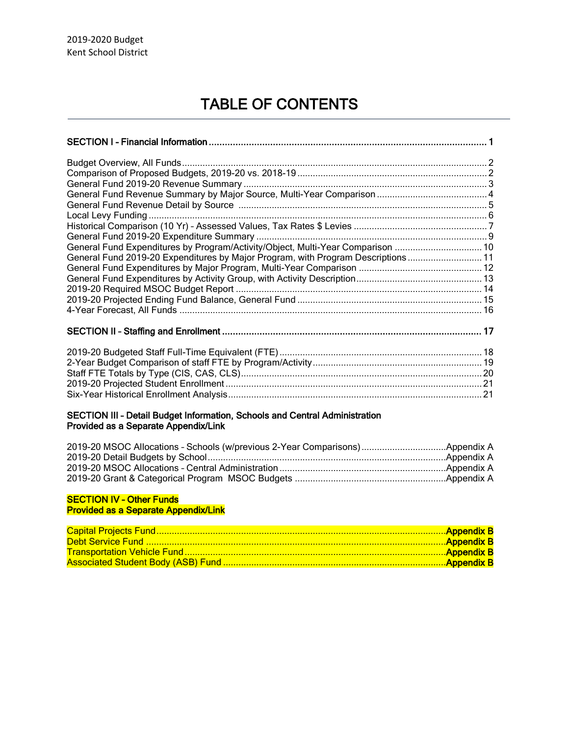2019-2020 Budget
Kent School District

# TABLE OF CONTENTS

| | |
|---|---|
| **SECTION I - Financial Information** | **1** |
| Budget Overview, All Funds | 2 |
| Comparison of Proposed Budgets, 2019-20 vs. 2018-19 | 2 |
| General Fund 2019-20 Revenue Summary | 3 |
| General Fund Revenue Summary by Major Source, Multi-Year Comparison | 4 |
| General Fund Revenue Detail by Source | 5 |
| Local Levy Funding | 6 |
| Historical Comparison (10 Yr) – Assessed Values, Tax Rates $ Levies | 7 |
| General Fund 2019-20 Expenditure Summary | 9 |
| General Fund Expenditures by Program/Activity/Object, Multi-Year Comparison | 10 |
| General Fund 2019-20 Expenditures by Major Program, with Program Descriptions | 11 |
| General Fund Expenditures by Major Program, Multi-Year Comparison | 12 |
| General Fund Expenditures by Activity Group, with Activity Description | 13 |
| 2019-20 Required MSOC Budget Report | 14 |
| 2019-20 Projected Ending Fund Balance, General Fund | 15 |
| 4-Year Forecast, All Funds | 16 |
| **SECTION II – Staffing and Enrollment** | **17** |
| 2019-20 Budgeted Staff Full-Time Equivalent (FTE) | 18 |
| 2-Year Budget Comparison of staff FTE by Program/Activity | 19 |
| Staff FTE Totals by Type (CIS, CAS, CLS) | 20 |
| 2019-20 Projected Student Enrollment | 21 |
| Six-Year Historical Enrollment Analysis | 21 |

**SECTION III – Detail Budget Information, Schools and Central Administration**
**Provided as a Separate Appendix/Link**

| | |
|---|---|
| 2019-20 MSOC Allocations – Schools (w/previous 2-Year Comparisons) | Appendix A |
| 2019-20 Detail Budgets by School | Appendix A |
| 2019-20 MSOC Allocations – Central Administration | Appendix A |
| 2019-20 Grant & Categorical Program MSOC Budgets | Appendix A |

**SECTION IV – Other Funds**
**Provided as a Separate Appendix/Link**

| | |
|---|---|
| Capital Projects Fund | **Appendix B** |
| Debt Service Fund | **Appendix B** |
| Transportation Vehicle Fund | **Appendix B** |
| Associated Student Body (ASB) Fund | **Appendix B** |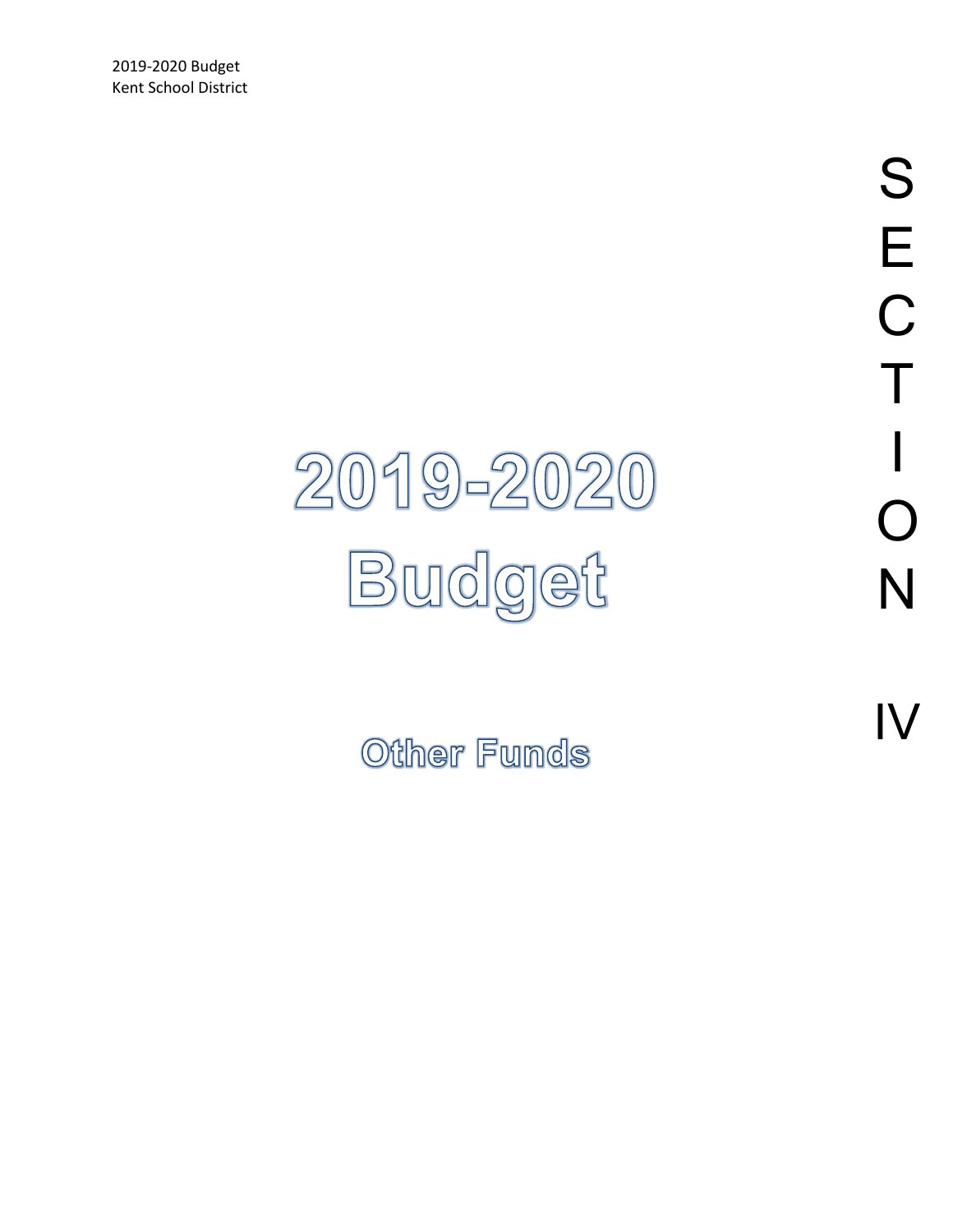# 2019-2020 Budget

## Other Funds

SECTION IV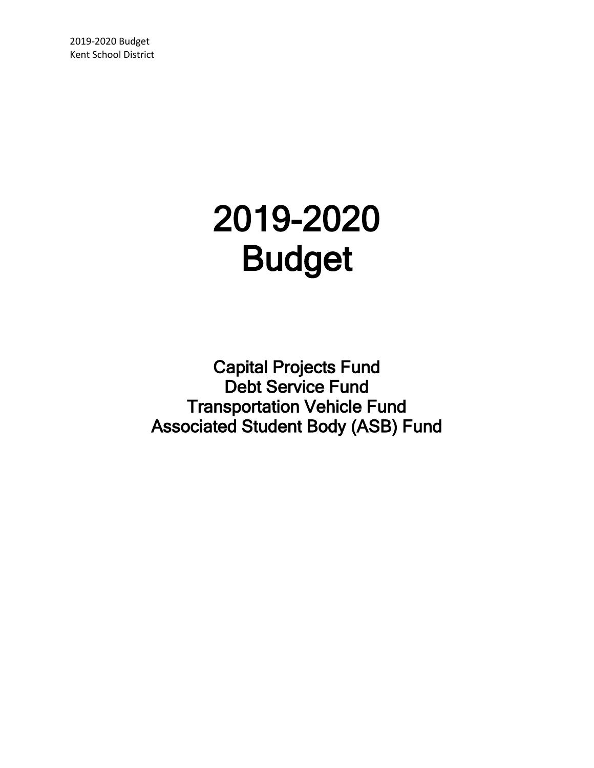# 2019-2020 Budget

## Capital Projects Fund
## Debt Service Fund
## Transportation Vehicle Fund
## Associated Student Body (ASB) Fund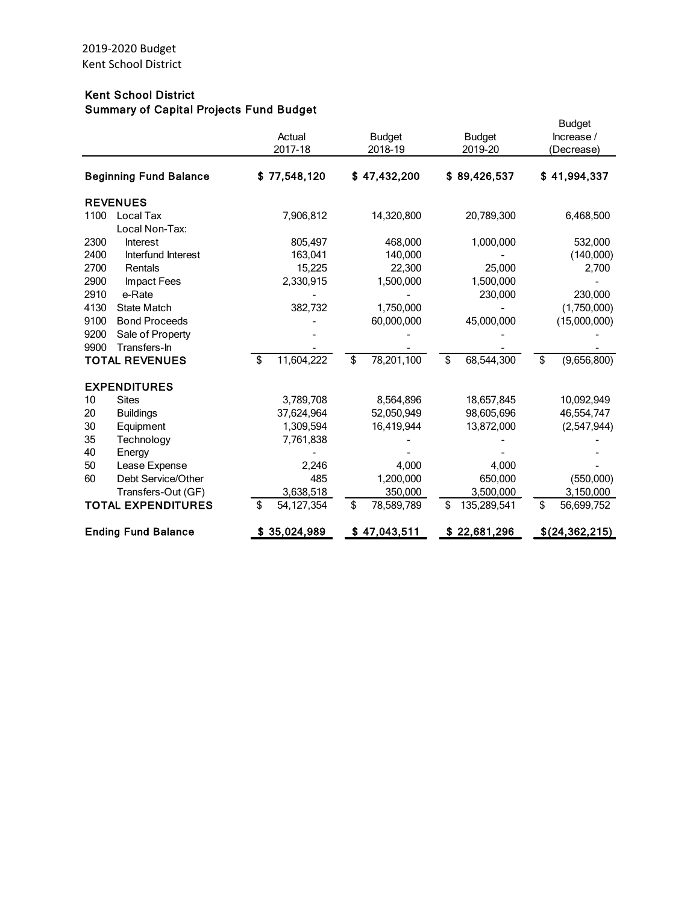2019-2020 Budget
Kent School District

## Kent School District
## Summary of Capital Projects Fund Budget

| | | Actual 2017-18 | Budget 2018-19 | Budget 2019-20 | Budget Increase / (Decrease) |
|---|---|---|---|---|---|
| **Beginning Fund Balance** | | **$ 77,548,120** | **$ 47,432,200** | **$ 89,426,537** | **$ 41,994,337** |
| **REVENUES** | | | | | |
| 1100 | Local Tax | 7,906,812 | 14,320,800 | 20,789,300 | 6,468,500 |
| | Local Non-Tax: | | | | |
| 2300 | Interest | 805,497 | 468,000 | 1,000,000 | 532,000 |
| 2400 | Interfund Interest | 163,041 | 140,000 | - | (140,000) |
| 2700 | Rentals | 15,225 | 22,300 | 25,000 | 2,700 |
| 2900 | Impact Fees | 2,330,915 | 1,500,000 | 1,500,000 | - |
| 2910 | e-Rate | - | - | 230,000 | 230,000 |
| 4130 | State Match | 382,732 | 1,750,000 | - | (1,750,000) |
| 9100 | Bond Proceeds | - | 60,000,000 | 45,000,000 | (15,000,000) |
| 9200 | Sale of Property | - | - | - | - |
| 9900 | Transfers-In | - | - | - | - |
| **TOTAL REVENUES** | | $ 11,604,222 | $ 78,201,100 | $ 68,544,300 | $ (9,656,800) |
| **EXPENDITURES** | | | | | |
| 10 | Sites | 3,789,708 | 8,564,896 | 18,657,845 | 10,092,949 |
| 20 | Buildings | 37,624,964 | 52,050,949 | 98,605,696 | 46,554,747 |
| 30 | Equipment | 1,309,594 | 16,419,944 | 13,872,000 | (2,547,944) |
| 35 | Technology | 7,761,838 | - | - | - |
| 40 | Energy | - | - | - | - |
| 50 | Lease Expense | 2,246 | 4,000 | 4,000 | - |
| 60 | Debt Service/Other | 485 | 1,200,000 | 650,000 | (550,000) |
| | Transfers-Out (GF) | 3,638,518 | 350,000 | 3,500,000 | 3,150,000 |
| **TOTAL EXPENDITURES** | | $ 54,127,354 | $ 78,589,789 | $ 135,289,541 | $ 56,699,752 |
| **Ending Fund Balance** | | **$ 35,024,989** | **$ 47,043,511** | **$ 22,681,296** | **$(24,362,215)** |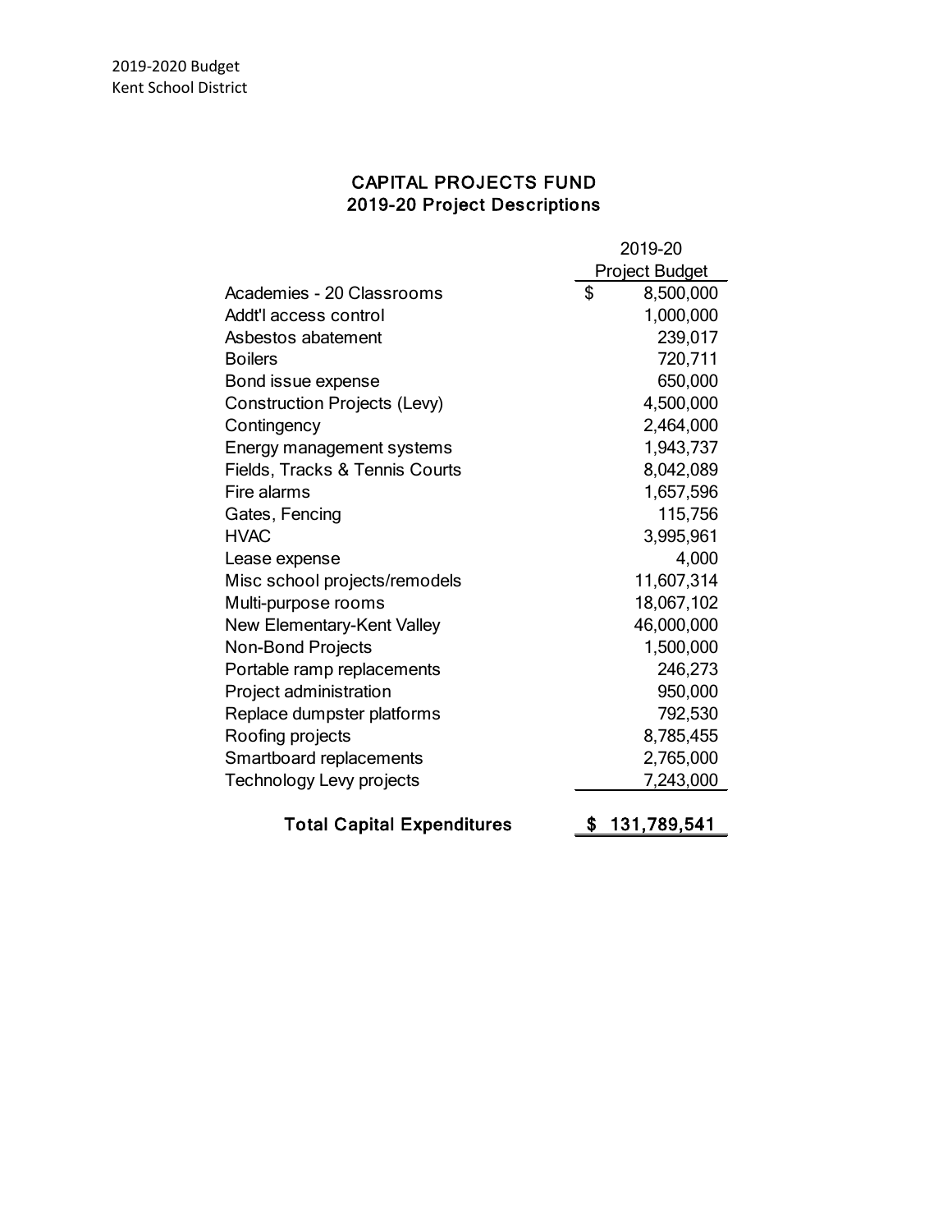# CAPITAL PROJECTS FUND
## 2019-20 Project Descriptions

| | 2019-20 Project Budget |
|---|---|
| Academies - 20 Classrooms | $ 8,500,000 |
| Addt'l access control | 1,000,000 |
| Asbestos abatement | 239,017 |
| Boilers | 720,711 |
| Bond issue expense | 650,000 |
| Construction Projects (Levy) | 4,500,000 |
| Contingency | 2,464,000 |
| Energy management systems | 1,943,737 |
| Fields, Tracks & Tennis Courts | 8,042,089 |
| Fire alarms | 1,657,596 |
| Gates, Fencing | 115,756 |
| HVAC | 3,995,961 |
| Lease expense | 4,000 |
| Misc school projects/remodels | 11,607,314 |
| Multi-purpose rooms | 18,067,102 |
| New Elementary-Kent Valley | 46,000,000 |
| Non-Bond Projects | 1,500,000 |
| Portable ramp replacements | 246,273 |
| Project administration | 950,000 |
| Replace dumpster platforms | 792,530 |
| Roofing projects | 8,785,455 |
| Smartboard replacements | 2,765,000 |
| Technology Levy projects | 7,243,000 |
| **Total Capital Expenditures** | **$ 131,789,541** |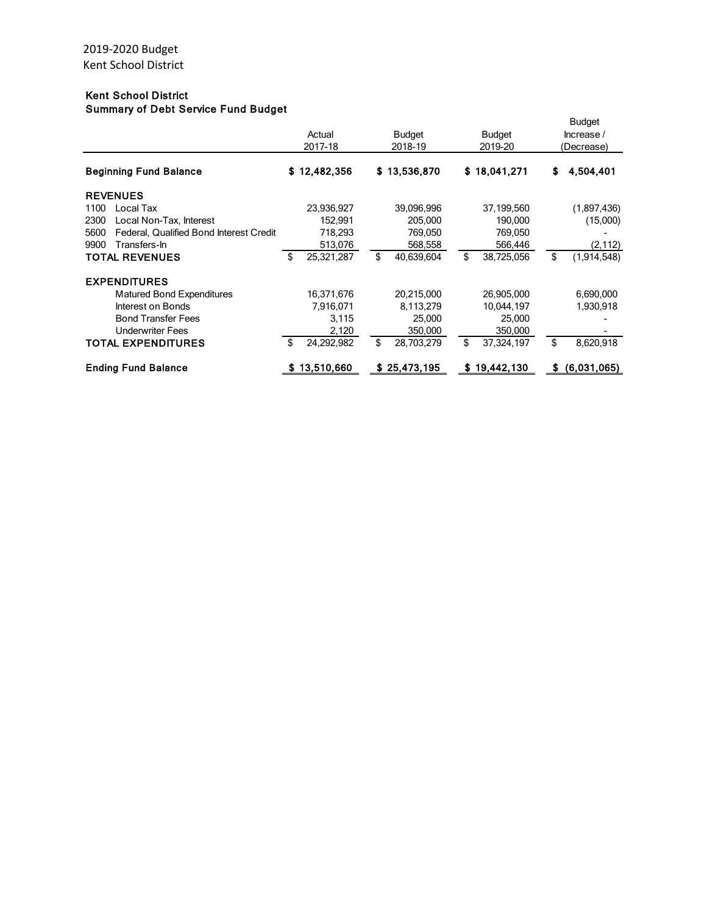2019-2020 Budget
Kent School District

## Kent School District
### Summary of Debt Service Fund Budget

| | Actual 2017-18 | Budget 2018-19 | Budget 2019-20 | Budget Increase / (Decrease) |
|---|---|---|---|---|
| **Beginning Fund Balance** | **$ 12,482,356** | **$ 13,536,870** | **$ 18,041,271** | **$ 4,504,401** |
| **REVENUES** | | | | |
| 1100 Local Tax | 23,936,927 | 39,096,996 | 37,199,560 | (1,897,436) |
| 2300 Local Non-Tax, Interest | 152,991 | 205,000 | 190,000 | (15,000) |
| 5600 Federal, Qualified Bond Interest Credit | 718,293 | 769,050 | 769,050 | - |
| 9900 Transfers-In | 513,076 | 568,558 | 566,446 | (2,112) |
| **TOTAL REVENUES** | $ 25,321,287 | $ 40,639,604 | $ 38,725,056 | $ (1,914,548) |
| **EXPENDITURES** | | | | |
| Matured Bond Expenditures | 16,371,676 | 20,215,000 | 26,905,000 | 6,690,000 |
| Interest on Bonds | 7,916,071 | 8,113,279 | 10,044,197 | 1,930,918 |
| Bond Transfer Fees | 3,115 | 25,000 | 25,000 | - |
| Underwriter Fees | 2,120 | 350,000 | 350,000 | - |
| **TOTAL EXPENDITURES** | $ 24,292,982 | $ 28,703,279 | $ 37,324,197 | $ 8,620,918 |
| **Ending Fund Balance** | **$ 13,510,660** | **$ 25,473,195** | **$ 19,442,130** | **$ (6,031,065)** |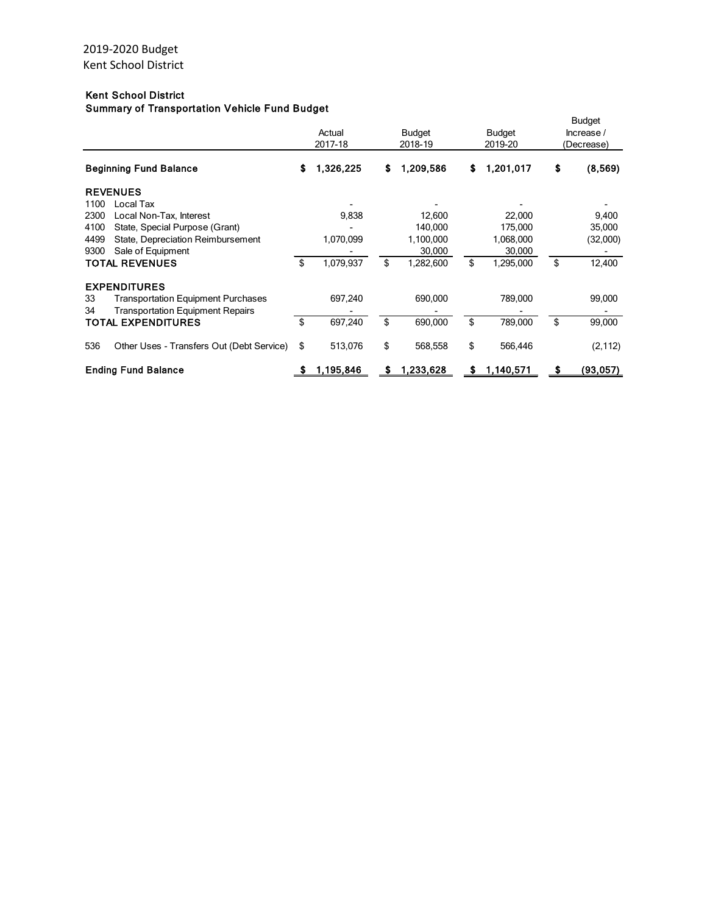2019-2020 Budget
Kent School District

**Kent School District**
**Summary of Transportation Vehicle Fund Budget**

| | | Actual 2017-18 | Budget 2018-19 | Budget 2019-20 | Budget Increase / (Decrease) |
|---|---|---|---|---|---|
| **Beginning Fund Balance** | | **$ 1,326,225** | **$ 1,209,586** | **$ 1,201,017** | **$ (8,569)** |
| **REVENUES** | | | | | |
| 1100 | Local Tax | - | - | - | - |
| 2300 | Local Non-Tax, Interest | 9,838 | 12,600 | 22,000 | 9,400 |
| 4100 | State, Special Purpose (Grant) | - | 140,000 | 175,000 | 35,000 |
| 4499 | State, Depreciation Reimbursement | 1,070,099 | 1,100,000 | 1,068,000 | (32,000) |
| 9300 | Sale of Equipment | - | 30,000 | 30,000 | - |
| **TOTAL REVENUES** | | $ 1,079,937 | $ 1,282,600 | $ 1,295,000 | $ 12,400 |
| **EXPENDITURES** | | | | | |
| 33 | Transportation Equipment Purchases | 697,240 | 690,000 | 789,000 | 99,000 |
| 34 | Transportation Equipment Repairs | - | - | - | - |
| **TOTAL EXPENDITURES** | | $ 697,240 | $ 690,000 | $ 789,000 | $ 99,000 |
| 536 | Other Uses - Transfers Out (Debt Service) | $ 513,076 | $ 568,558 | $ 566,446 | (2,112) |
| **Ending Fund Balance** | | **$ 1,195,846** | **$ 1,233,628** | **$ 1,140,571** | **$ (93,057)** |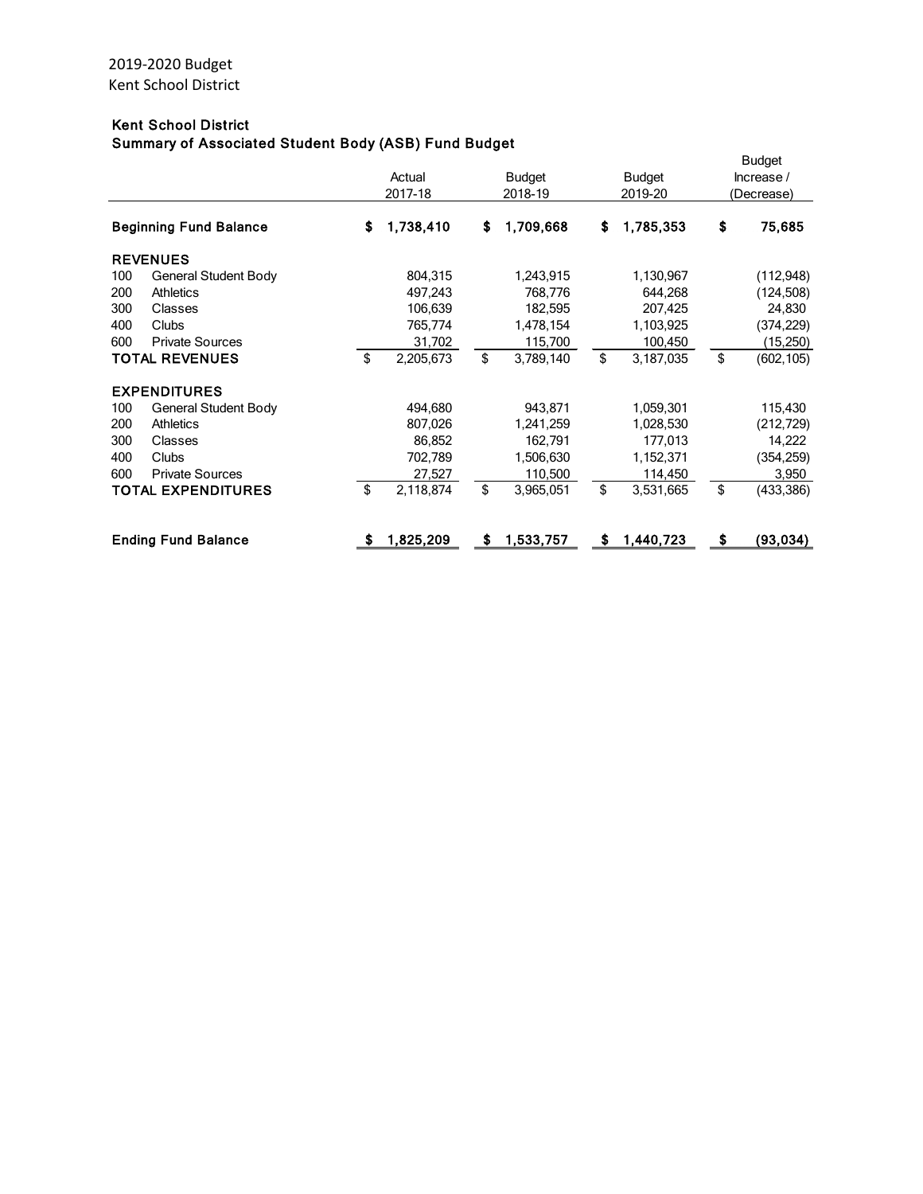2019-2020 Budget
Kent School District

## Kent School District
### Summary of Associated Student Body (ASB) Fund Budget

| | | Actual 2017-18 | Budget 2018-19 | Budget 2019-20 | Budget Increase / (Decrease) |
|---|---|---|---|---|---|
| **Beginning Fund Balance** | | **$ 1,738,410** | **$ 1,709,668** | **$ 1,785,353** | **$ 75,685** |
| **REVENUES** | | | | | |
| 100 | General Student Body | 804,315 | 1,243,915 | 1,130,967 | (112,948) |
| 200 | Athletics | 497,243 | 768,776 | 644,268 | (124,508) |
| 300 | Classes | 106,639 | 182,595 | 207,425 | 24,830 |
| 400 | Clubs | 765,774 | 1,478,154 | 1,103,925 | (374,229) |
| 600 | Private Sources | 31,702 | 115,700 | 100,450 | (15,250) |
| **TOTAL REVENUES** | | $ 2,205,673 | $ 3,789,140 | $ 3,187,035 | $ (602,105) |
| **EXPENDITURES** | | | | | |
| 100 | General Student Body | 494,680 | 943,871 | 1,059,301 | 115,430 |
| 200 | Athletics | 807,026 | 1,241,259 | 1,028,530 | (212,729) |
| 300 | Classes | 86,852 | 162,791 | 177,013 | 14,222 |
| 400 | Clubs | 702,789 | 1,506,630 | 1,152,371 | (354,259) |
| 600 | Private Sources | 27,527 | 110,500 | 114,450 | 3,950 |
| **TOTAL EXPENDITURES** | | $ 2,118,874 | $ 3,965,051 | $ 3,531,665 | $ (433,386) |
| **Ending Fund Balance** | | **$ 1,825,209** | **$ 1,533,757** | **$ 1,440,723** | **$ (93,034)** |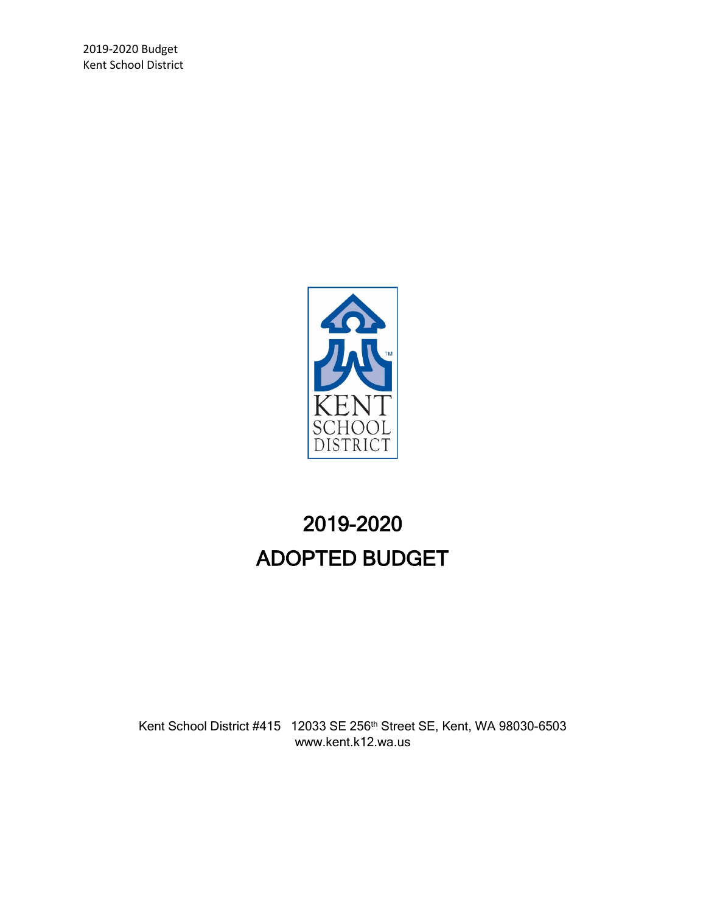2019-2020 Budget
Kent School District

KENT
SCHOOL
DISTRICT

# 2019-2020
# ADOPTED BUDGET

Kent School District #415 12033 SE 256th Street SE, Kent, WA 98030-6503
www.kent.k12.wa.us